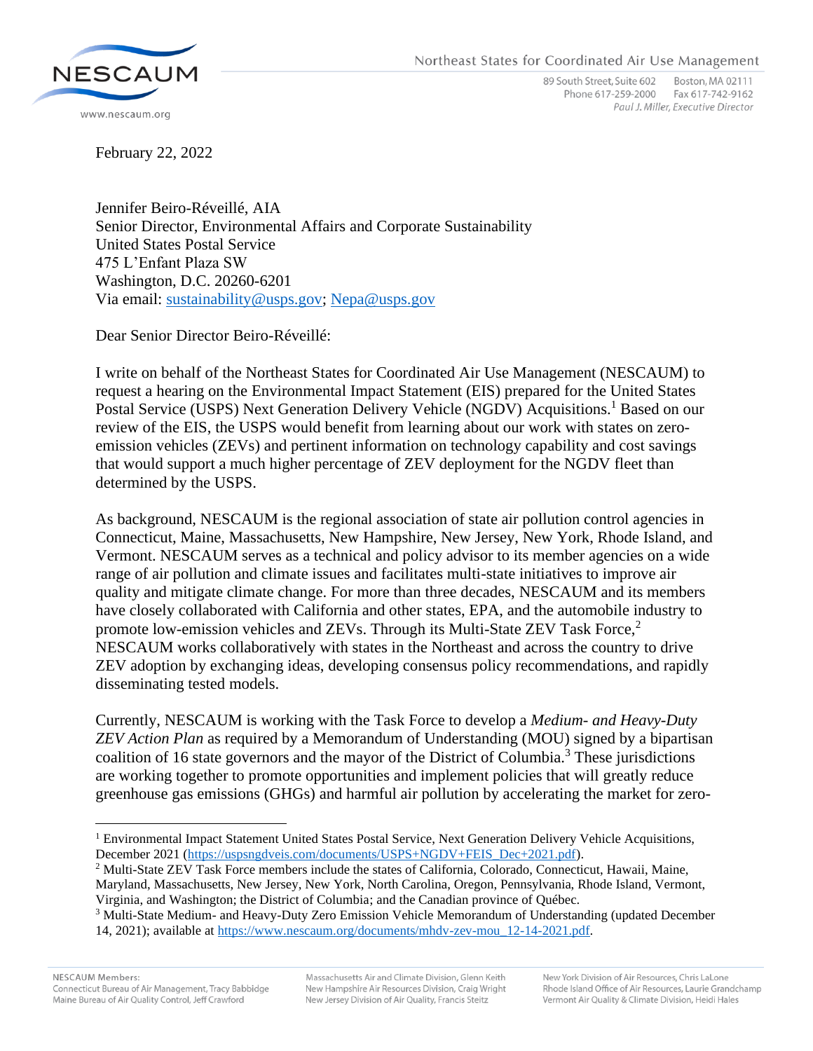Northeast States for Coordinated Air Use Management

89 South Street, Suite 602 Boston, MA 02111
Phone 617-259-2000 Fax 617-742-9162
*Paul J. Miller, Executive Director*

www.nescaum.org

February 22, 2022

Jennifer Beiro-Réveillé, AIA
Senior Director, Environmental Affairs and Corporate Sustainability
United States Postal Service
475 L'Enfant Plaza SW
Washington, D.C. 20260-6201
Via email: sustainability@usps.gov; Nepa@usps.gov

Dear Senior Director Beiro-Réveillé:

I write on behalf of the Northeast States for Coordinated Air Use Management (NESCAUM) to request a hearing on the Environmental Impact Statement (EIS) prepared for the United States Postal Service (USPS) Next Generation Delivery Vehicle (NGDV) Acquisitions.[1] Based on our review of the EIS, the USPS would benefit from learning about our work with states on zero-emission vehicles (ZEVs) and pertinent information on technology capability and cost savings that would support a much higher percentage of ZEV deployment for the NGDV fleet than determined by the USPS.

As background, NESCAUM is the regional association of state air pollution control agencies in Connecticut, Maine, Massachusetts, New Hampshire, New Jersey, New York, Rhode Island, and Vermont. NESCAUM serves as a technical and policy advisor to its member agencies on a wide range of air pollution and climate issues and facilitates multi-state initiatives to improve air quality and mitigate climate change. For more than three decades, NESCAUM and its members have closely collaborated with California and other states, EPA, and the automobile industry to promote low-emission vehicles and ZEVs. Through its Multi-State ZEV Task Force,[2] NESCAUM works collaboratively with states in the Northeast and across the country to drive ZEV adoption by exchanging ideas, developing consensus policy recommendations, and rapidly disseminating tested models.

Currently, NESCAUM is working with the Task Force to develop a *Medium- and Heavy-Duty ZEV Action Plan* as required by a Memorandum of Understanding (MOU) signed by a bipartisan coalition of 16 state governors and the mayor of the District of Columbia.[3] These jurisdictions are working together to promote opportunities and implement policies that will greatly reduce greenhouse gas emissions (GHGs) and harmful air pollution by accelerating the market for zero-

---

[1] Environmental Impact Statement United States Postal Service, Next Generation Delivery Vehicle Acquisitions, December 2021 (https://uspsngdveis.com/documents/USPS+NGDV+FEIS_Dec+2021.pdf).

[2] Multi-State ZEV Task Force members include the states of California, Colorado, Connecticut, Hawaii, Maine, Maryland, Massachusetts, New Jersey, New York, North Carolina, Oregon, Pennsylvania, Rhode Island, Vermont, Virginia, and Washington; the District of Columbia; and the Canadian province of Québec.

[3] Multi-State Medium- and Heavy-Duty Zero Emission Vehicle Memorandum of Understanding (updated December 14, 2021); available at https://www.nescaum.org/documents/mhdv-zev-mou_12-14-2021.pdf.

NESCAUM Members:
Connecticut Bureau of Air Management, Tracy Babbidge
Maine Bureau of Air Quality Control, Jeff Crawford
Massachusetts Air and Climate Division, Glenn Keith
New Hampshire Air Resources Division, Craig Wright
New Jersey Division of Air Quality, Francis Steitz
New York Division of Air Resources, Chris LaLone
Rhode Island Office of Air Resources, Laurie Grandchamp
Vermont Air Quality & Climate Division, Heidi Hales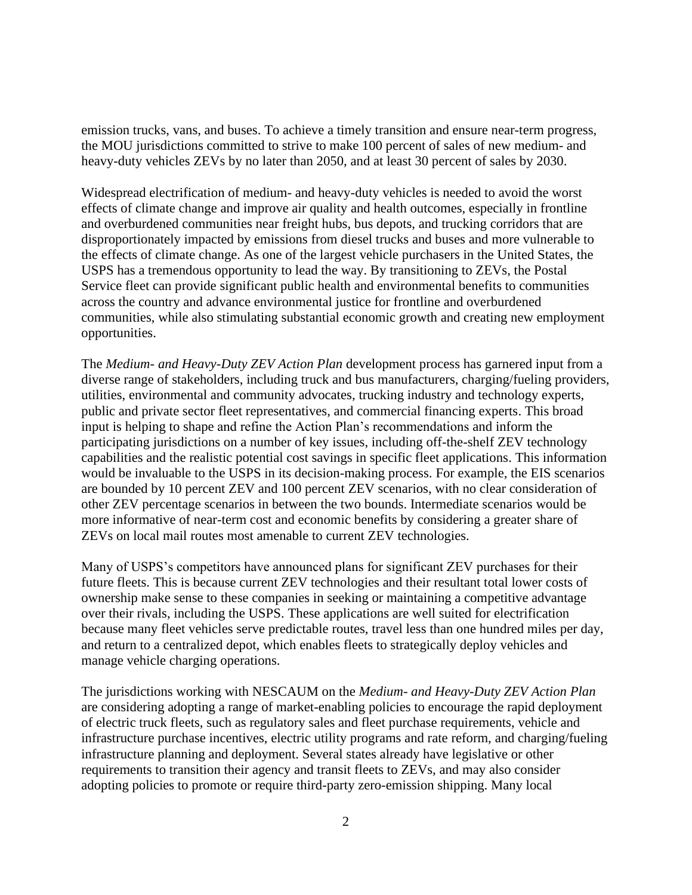emission trucks, vans, and buses. To achieve a timely transition and ensure near-term progress, the MOU jurisdictions committed to strive to make 100 percent of sales of new medium- and heavy-duty vehicles ZEVs by no later than 2050, and at least 30 percent of sales by 2030.

Widespread electrification of medium- and heavy-duty vehicles is needed to avoid the worst effects of climate change and improve air quality and health outcomes, especially in frontline and overburdened communities near freight hubs, bus depots, and trucking corridors that are disproportionately impacted by emissions from diesel trucks and buses and more vulnerable to the effects of climate change. As one of the largest vehicle purchasers in the United States, the USPS has a tremendous opportunity to lead the way. By transitioning to ZEVs, the Postal Service fleet can provide significant public health and environmental benefits to communities across the country and advance environmental justice for frontline and overburdened communities, while also stimulating substantial economic growth and creating new employment opportunities.

The *Medium- and Heavy-Duty ZEV Action Plan* development process has garnered input from a diverse range of stakeholders, including truck and bus manufacturers, charging/fueling providers, utilities, environmental and community advocates, trucking industry and technology experts, public and private sector fleet representatives, and commercial financing experts. This broad input is helping to shape and refine the Action Plan's recommendations and inform the participating jurisdictions on a number of key issues, including off-the-shelf ZEV technology capabilities and the realistic potential cost savings in specific fleet applications. This information would be invaluable to the USPS in its decision-making process. For example, the EIS scenarios are bounded by 10 percent ZEV and 100 percent ZEV scenarios, with no clear consideration of other ZEV percentage scenarios in between the two bounds. Intermediate scenarios would be more informative of near-term cost and economic benefits by considering a greater share of ZEVs on local mail routes most amenable to current ZEV technologies.

Many of USPS's competitors have announced plans for significant ZEV purchases for their future fleets. This is because current ZEV technologies and their resultant total lower costs of ownership make sense to these companies in seeking or maintaining a competitive advantage over their rivals, including the USPS. These applications are well suited for electrification because many fleet vehicles serve predictable routes, travel less than one hundred miles per day, and return to a centralized depot, which enables fleets to strategically deploy vehicles and manage vehicle charging operations.

The jurisdictions working with NESCAUM on the *Medium- and Heavy-Duty ZEV Action Plan* are considering adopting a range of market-enabling policies to encourage the rapid deployment of electric truck fleets, such as regulatory sales and fleet purchase requirements, vehicle and infrastructure purchase incentives, electric utility programs and rate reform, and charging/fueling infrastructure planning and deployment. Several states already have legislative or other requirements to transition their agency and transit fleets to ZEVs, and may also consider adopting policies to promote or require third-party zero-emission shipping. Many local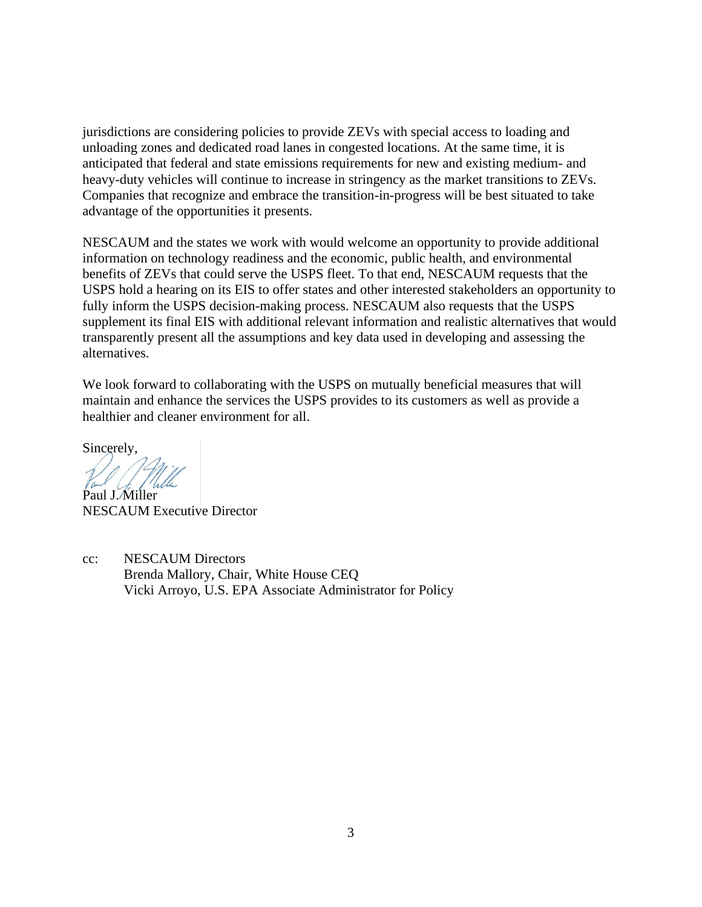jurisdictions are considering policies to provide ZEVs with special access to loading and unloading zones and dedicated road lanes in congested locations. At the same time, it is anticipated that federal and state emissions requirements for new and existing medium- and heavy-duty vehicles will continue to increase in stringency as the market transitions to ZEVs. Companies that recognize and embrace the transition-in-progress will be best situated to take advantage of the opportunities it presents.

NESCAUM and the states we work with would welcome an opportunity to provide additional information on technology readiness and the economic, public health, and environmental benefits of ZEVs that could serve the USPS fleet. To that end, NESCAUM requests that the USPS hold a hearing on its EIS to offer states and other interested stakeholders an opportunity to fully inform the USPS decision-making process. NESCAUM also requests that the USPS supplement its final EIS with additional relevant information and realistic alternatives that would transparently present all the assumptions and key data used in developing and assessing the alternatives.

We look forward to collaborating with the USPS on mutually beneficial measures that will maintain and enhance the services the USPS provides to its customers as well as provide a healthier and cleaner environment for all.

Sincerely,

Paul J. Miller
NESCAUM Executive Director

cc: NESCAUM Directors
Brenda Mallory, Chair, White House CEQ
Vicki Arroyo, U.S. EPA Associate Administrator for Policy